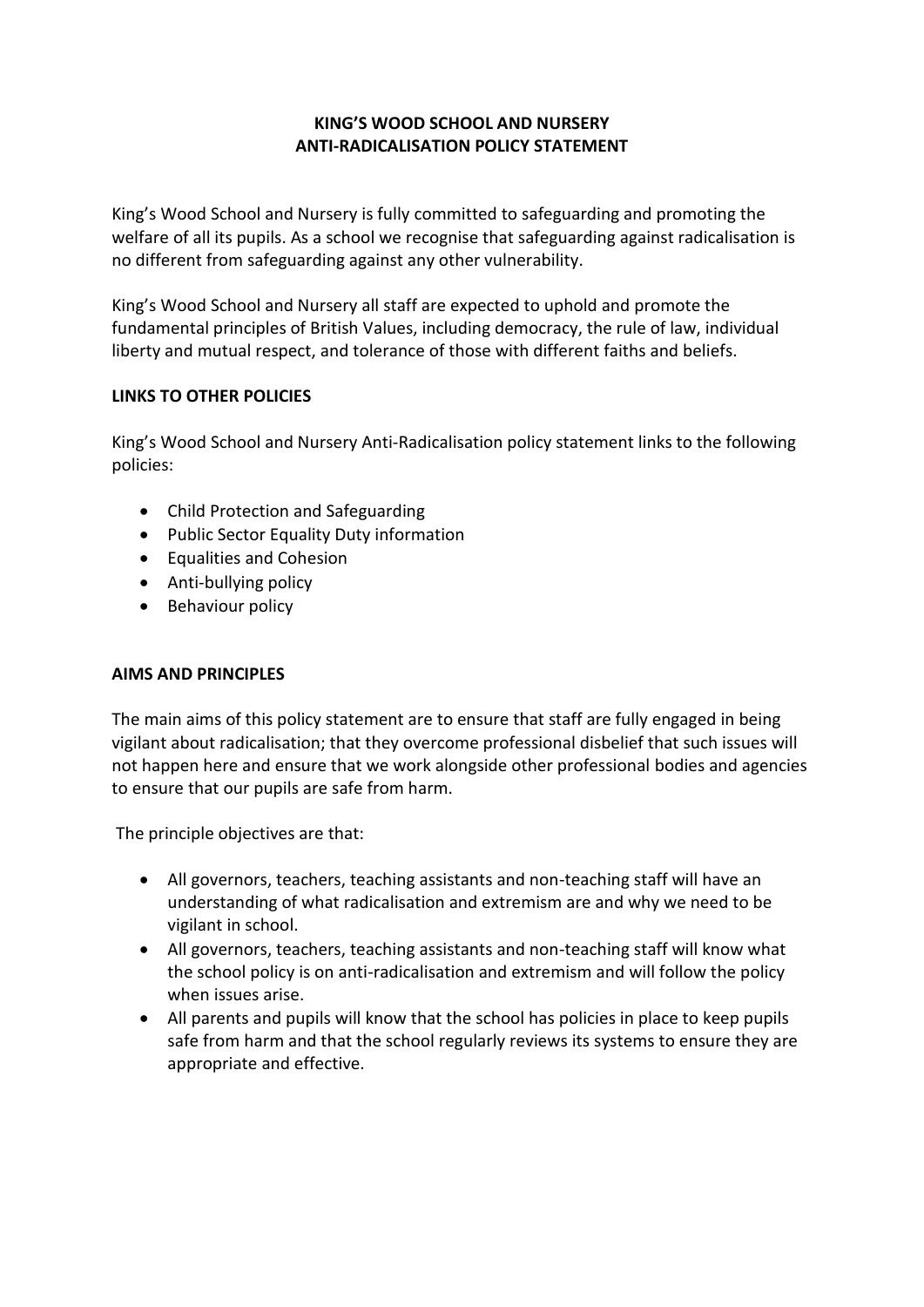# KING'S WOOD SCHOOL AND NURSERY
# ANTI-RADICALISATION POLICY STATEMENT

King's Wood School and Nursery is fully committed to safeguarding and promoting the welfare of all its pupils. As a school we recognise that safeguarding against radicalisation is no different from safeguarding against any other vulnerability.

King's Wood School and Nursery all staff are expected to uphold and promote the fundamental principles of British Values, including democracy, the rule of law, individual liberty and mutual respect, and tolerance of those with different faiths and beliefs.

## LINKS TO OTHER POLICIES

King's Wood School and Nursery Anti-Radicalisation policy statement links to the following policies:

- Child Protection and Safeguarding
- Public Sector Equality Duty information
- Equalities and Cohesion
- Anti-bullying policy
- Behaviour policy

## AIMS AND PRINCIPLES

The main aims of this policy statement are to ensure that staff are fully engaged in being vigilant about radicalisation; that they overcome professional disbelief that such issues will not happen here and ensure that we work alongside other professional bodies and agencies to ensure that our pupils are safe from harm.

The principle objectives are that:

- All governors, teachers, teaching assistants and non-teaching staff will have an understanding of what radicalisation and extremism are and why we need to be vigilant in school.
- All governors, teachers, teaching assistants and non-teaching staff will know what the school policy is on anti-radicalisation and extremism and will follow the policy when issues arise.
- All parents and pupils will know that the school has policies in place to keep pupils safe from harm and that the school regularly reviews its systems to ensure they are appropriate and effective.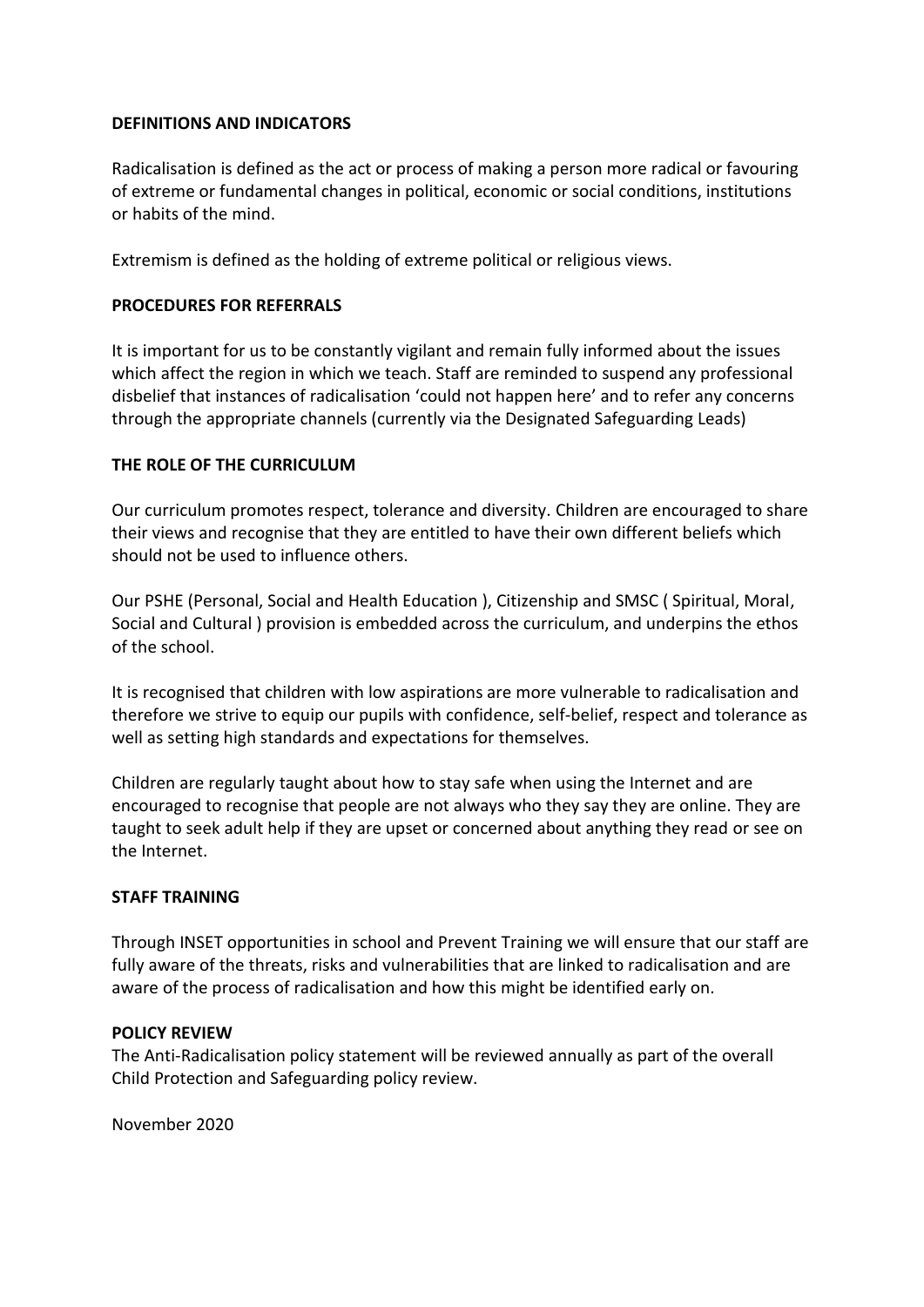**DEFINITIONS AND INDICATORS**

Radicalisation is defined as the act or process of making a person more radical or favouring of extreme or fundamental changes in political, economic or social conditions, institutions or habits of the mind.

Extremism is defined as the holding of extreme political or religious views.

**PROCEDURES FOR REFERRALS**

It is important for us to be constantly vigilant and remain fully informed about the issues which affect the region in which we teach. Staff are reminded to suspend any professional disbelief that instances of radicalisation 'could not happen here' and to refer any concerns through the appropriate channels (currently via the Designated Safeguarding Leads)

**THE ROLE OF THE CURRICULUM**

Our curriculum promotes respect, tolerance and diversity. Children are encouraged to share their views and recognise that they are entitled to have their own different beliefs which should not be used to influence others.

Our PSHE (Personal, Social and Health Education ), Citizenship and SMSC ( Spiritual, Moral, Social and Cultural ) provision is embedded across the curriculum, and underpins the ethos of the school.

It is recognised that children with low aspirations are more vulnerable to radicalisation and therefore we strive to equip our pupils with confidence, self-belief, respect and tolerance as well as setting high standards and expectations for themselves.

Children are regularly taught about how to stay safe when using the Internet and are encouraged to recognise that people are not always who they say they are online. They are taught to seek adult help if they are upset or concerned about anything they read or see on the Internet.

**STAFF TRAINING**

Through INSET opportunities in school and Prevent Training we will ensure that our staff are fully aware of the threats, risks and vulnerabilities that are linked to radicalisation and are aware of the process of radicalisation and how this might be identified early on.

**POLICY REVIEW**

The Anti-Radicalisation policy statement will be reviewed annually as part of the overall Child Protection and Safeguarding policy review.

November 2020